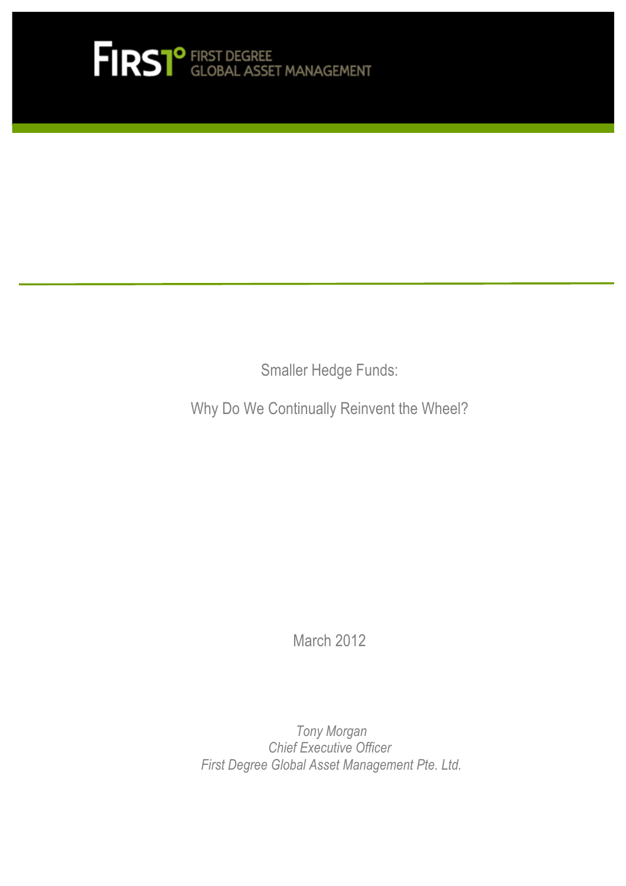FIRST° FIRST DEGREE GLOBAL ASSET MANAGEMENT

# Smaller Hedge Funds:

# Why Do We Continually Reinvent the Wheel?

March 2012

*Tony Morgan*
*Chief Executive Officer*
*First Degree Global Asset Management Pte. Ltd.*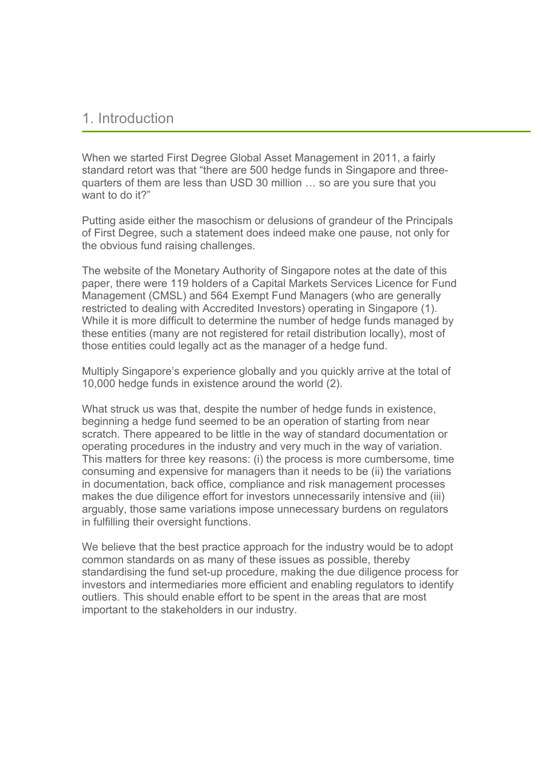# 1. Introduction

When we started First Degree Global Asset Management in 2011, a fairly standard retort was that "there are 500 hedge funds in Singapore and three-quarters of them are less than USD 30 million … so are you sure that you want to do it?"

Putting aside either the masochism or delusions of grandeur of the Principals of First Degree, such a statement does indeed make one pause, not only for the obvious fund raising challenges.

The website of the Monetary Authority of Singapore notes at the date of this paper, there were 119 holders of a Capital Markets Services Licence for Fund Management (CMSL) and 564 Exempt Fund Managers (who are generally restricted to dealing with Accredited Investors) operating in Singapore (1). While it is more difficult to determine the number of hedge funds managed by these entities (many are not registered for retail distribution locally), most of those entities could legally act as the manager of a hedge fund.

Multiply Singapore's experience globally and you quickly arrive at the total of 10,000 hedge funds in existence around the world (2).

What struck us was that, despite the number of hedge funds in existence, beginning a hedge fund seemed to be an operation of starting from near scratch. There appeared to be little in the way of standard documentation or operating procedures in the industry and very much in the way of variation. This matters for three key reasons: (i) the process is more cumbersome, time consuming and expensive for managers than it needs to be (ii) the variations in documentation, back office, compliance and risk management processes makes the due diligence effort for investors unnecessarily intensive and (iii) arguably, those same variations impose unnecessary burdens on regulators in fulfilling their oversight functions.

We believe that the best practice approach for the industry would be to adopt common standards on as many of these issues as possible, thereby standardising the fund set-up procedure, making the due diligence process for investors and intermediaries more efficient and enabling regulators to identify outliers. This should enable effort to be spent in the areas that are most important to the stakeholders in our industry.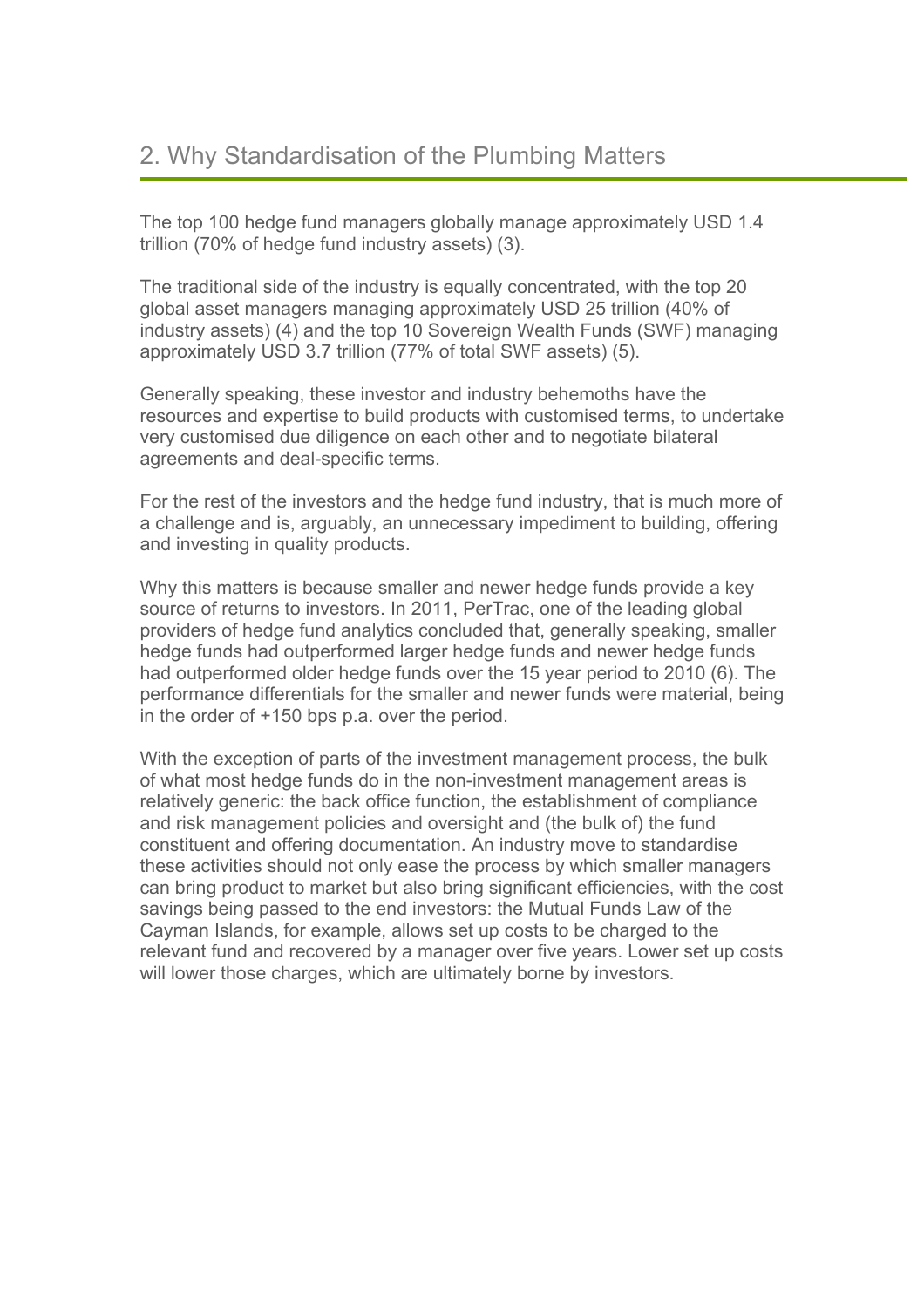## 2. Why Standardisation of the Plumbing Matters

The top 100 hedge fund managers globally manage approximately USD 1.4 trillion (70% of hedge fund industry assets) (3).

The traditional side of the industry is equally concentrated, with the top 20 global asset managers managing approximately USD 25 trillion (40% of industry assets) (4) and the top 10 Sovereign Wealth Funds (SWF) managing approximately USD 3.7 trillion (77% of total SWF assets) (5).

Generally speaking, these investor and industry behemoths have the resources and expertise to build products with customised terms, to undertake very customised due diligence on each other and to negotiate bilateral agreements and deal-specific terms.

For the rest of the investors and the hedge fund industry, that is much more of a challenge and is, arguably, an unnecessary impediment to building, offering and investing in quality products.

Why this matters is because smaller and newer hedge funds provide a key source of returns to investors. In 2011, PerTrac, one of the leading global providers of hedge fund analytics concluded that, generally speaking, smaller hedge funds had outperformed larger hedge funds and newer hedge funds had outperformed older hedge funds over the 15 year period to 2010 (6). The performance differentials for the smaller and newer funds were material, being in the order of +150 bps p.a. over the period.

With the exception of parts of the investment management process, the bulk of what most hedge funds do in the non-investment management areas is relatively generic: the back office function, the establishment of compliance and risk management policies and oversight and (the bulk of) the fund constituent and offering documentation. An industry move to standardise these activities should not only ease the process by which smaller managers can bring product to market but also bring significant efficiencies, with the cost savings being passed to the end investors: the Mutual Funds Law of the Cayman Islands, for example, allows set up costs to be charged to the relevant fund and recovered by a manager over five years. Lower set up costs will lower those charges, which are ultimately borne by investors.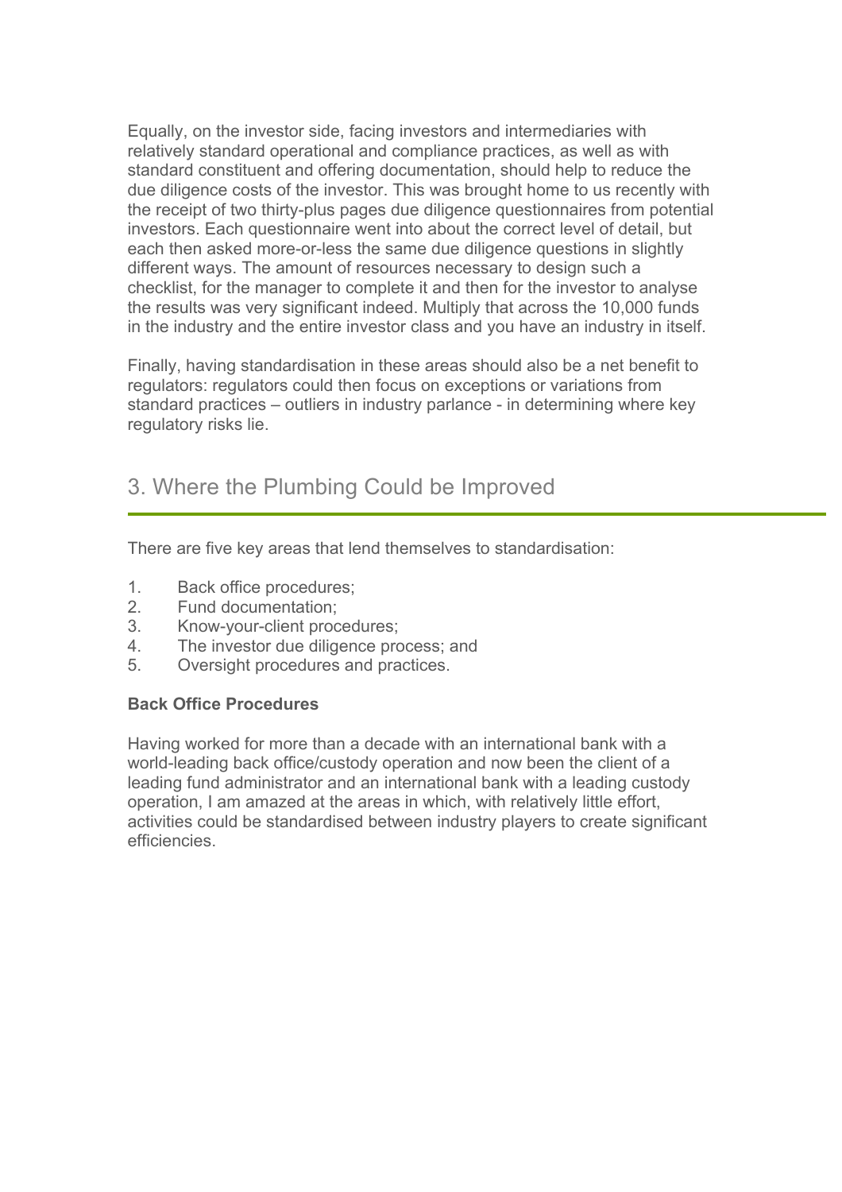Equally, on the investor side, facing investors and intermediaries with relatively standard operational and compliance practices, as well as with standard constituent and offering documentation, should help to reduce the due diligence costs of the investor. This was brought home to us recently with the receipt of two thirty-plus pages due diligence questionnaires from potential investors. Each questionnaire went into about the correct level of detail, but each then asked more-or-less the same due diligence questions in slightly different ways. The amount of resources necessary to design such a checklist, for the manager to complete it and then for the investor to analyse the results was very significant indeed. Multiply that across the 10,000 funds in the industry and the entire investor class and you have an industry in itself.

Finally, having standardisation in these areas should also be a net benefit to regulators: regulators could then focus on exceptions or variations from standard practices – outliers in industry parlance - in determining where key regulatory risks lie.

## 3. Where the Plumbing Could be Improved

There are five key areas that lend themselves to standardisation:

1. Back office procedures;
2. Fund documentation;
3. Know-your-client procedures;
4. The investor due diligence process; and
5. Oversight procedures and practices.

**Back Office Procedures**

Having worked for more than a decade with an international bank with a world-leading back office/custody operation and now been the client of a leading fund administrator and an international bank with a leading custody operation, I am amazed at the areas in which, with relatively little effort, activities could be standardised between industry players to create significant efficiencies.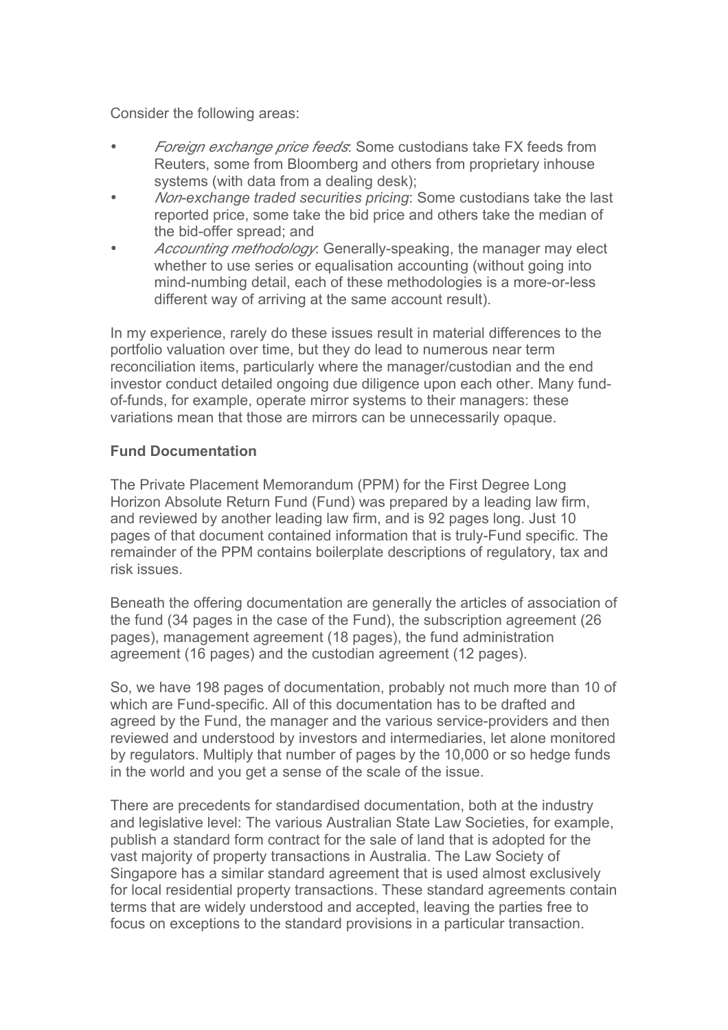Consider the following areas:

- *Foreign exchange price feeds*: Some custodians take FX feeds from Reuters, some from Bloomberg and others from proprietary inhouse systems (with data from a dealing desk);
- *Non-exchange traded securities pricing*: Some custodians take the last reported price, some take the bid price and others take the median of the bid-offer spread; and
- *Accounting methodology*: Generally-speaking, the manager may elect whether to use series or equalisation accounting (without going into mind-numbing detail, each of these methodologies is a more-or-less different way of arriving at the same account result).

In my experience, rarely do these issues result in material differences to the portfolio valuation over time, but they do lead to numerous near term reconciliation items, particularly where the manager/custodian and the end investor conduct detailed ongoing due diligence upon each other. Many fund-of-funds, for example, operate mirror systems to their managers: these variations mean that those are mirrors can be unnecessarily opaque.

**Fund Documentation**

The Private Placement Memorandum (PPM) for the First Degree Long Horizon Absolute Return Fund (Fund) was prepared by a leading law firm, and reviewed by another leading law firm, and is 92 pages long. Just 10 pages of that document contained information that is truly-Fund specific. The remainder of the PPM contains boilerplate descriptions of regulatory, tax and risk issues.

Beneath the offering documentation are generally the articles of association of the fund (34 pages in the case of the Fund), the subscription agreement (26 pages), management agreement (18 pages), the fund administration agreement (16 pages) and the custodian agreement (12 pages).

So, we have 198 pages of documentation, probably not much more than 10 of which are Fund-specific. All of this documentation has to be drafted and agreed by the Fund, the manager and the various service-providers and then reviewed and understood by investors and intermediaries, let alone monitored by regulators. Multiply that number of pages by the 10,000 or so hedge funds in the world and you get a sense of the scale of the issue.

There are precedents for standardised documentation, both at the industry and legislative level: The various Australian State Law Societies, for example, publish a standard form contract for the sale of land that is adopted for the vast majority of property transactions in Australia. The Law Society of Singapore has a similar standard agreement that is used almost exclusively for local residential property transactions. These standard agreements contain terms that are widely understood and accepted, leaving the parties free to focus on exceptions to the standard provisions in a particular transaction.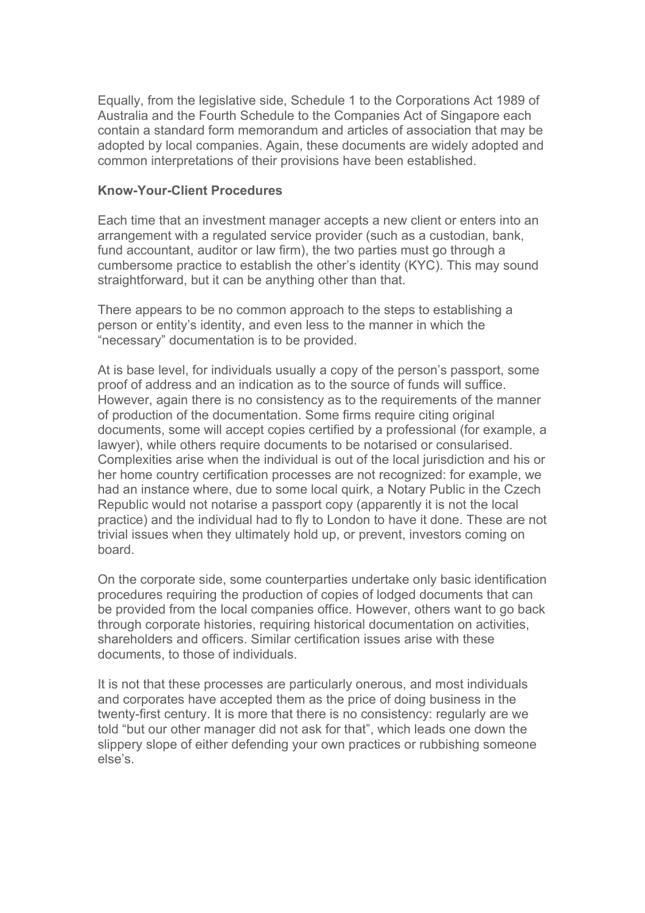Equally, from the legislative side, Schedule 1 to the Corporations Act 1989 of Australia and the Fourth Schedule to the Companies Act of Singapore each contain a standard form memorandum and articles of association that may be adopted by local companies. Again, these documents are widely adopted and common interpretations of their provisions have been established.

**Know-Your-Client Procedures**

Each time that an investment manager accepts a new client or enters into an arrangement with a regulated service provider (such as a custodian, bank, fund accountant, auditor or law firm), the two parties must go through a cumbersome practice to establish the other's identity (KYC). This may sound straightforward, but it can be anything other than that.

There appears to be no common approach to the steps to establishing a person or entity's identity, and even less to the manner in which the "necessary" documentation is to be provided.

At is base level, for individuals usually a copy of the person's passport, some proof of address and an indication as to the source of funds will suffice. However, again there is no consistency as to the requirements of the manner of production of the documentation. Some firms require citing original documents, some will accept copies certified by a professional (for example, a lawyer), while others require documents to be notarised or consularised. Complexities arise when the individual is out of the local jurisdiction and his or her home country certification processes are not recognized: for example, we had an instance where, due to some local quirk, a Notary Public in the Czech Republic would not notarise a passport copy (apparently it is not the local practice) and the individual had to fly to London to have it done. These are not trivial issues when they ultimately hold up, or prevent, investors coming on board.

On the corporate side, some counterparties undertake only basic identification procedures requiring the production of copies of lodged documents that can be provided from the local companies office. However, others want to go back through corporate histories, requiring historical documentation on activities, shareholders and officers. Similar certification issues arise with these documents, to those of individuals.

It is not that these processes are particularly onerous, and most individuals and corporates have accepted them as the price of doing business in the twenty-first century. It is more that there is no consistency: regularly are we told "but our other manager did not ask for that", which leads one down the slippery slope of either defending your own practices or rubbishing someone else's.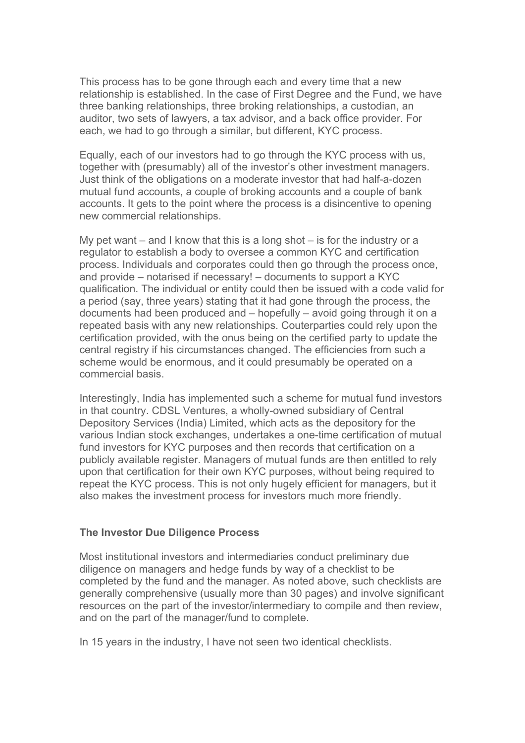This process has to be gone through each and every time that a new relationship is established. In the case of First Degree and the Fund, we have three banking relationships, three broking relationships, a custodian, an auditor, two sets of lawyers, a tax advisor, and a back office provider. For each, we had to go through a similar, but different, KYC process.

Equally, each of our investors had to go through the KYC process with us, together with (presumably) all of the investor's other investment managers. Just think of the obligations on a moderate investor that had half-a-dozen mutual fund accounts, a couple of broking accounts and a couple of bank accounts. It gets to the point where the process is a disincentive to opening new commercial relationships.

My pet want – and I know that this is a long shot – is for the industry or a regulator to establish a body to oversee a common KYC and certification process. Individuals and corporates could then go through the process once, and provide – notarised if necessary! – documents to support a KYC qualification. The individual or entity could then be issued with a code valid for a period (say, three years) stating that it had gone through the process, the documents had been produced and – hopefully – avoid going through it on a repeated basis with any new relationships. Couterparties could rely upon the certification provided, with the onus being on the certified party to update the central registry if his circumstances changed. The efficiencies from such a scheme would be enormous, and it could presumably be operated on a commercial basis.

Interestingly, India has implemented such a scheme for mutual fund investors in that country. CDSL Ventures, a wholly-owned subsidiary of Central Depository Services (India) Limited, which acts as the depository for the various Indian stock exchanges, undertakes a one-time certification of mutual fund investors for KYC purposes and then records that certification on a publicly available register. Managers of mutual funds are then entitled to rely upon that certification for their own KYC purposes, without being required to repeat the KYC process. This is not only hugely efficient for managers, but it also makes the investment process for investors much more friendly.

**The Investor Due Diligence Process**

Most institutional investors and intermediaries conduct preliminary due diligence on managers and hedge funds by way of a checklist to be completed by the fund and the manager. As noted above, such checklists are generally comprehensive (usually more than 30 pages) and involve significant resources on the part of the investor/intermediary to compile and then review, and on the part of the manager/fund to complete.

In 15 years in the industry, I have not seen two identical checklists.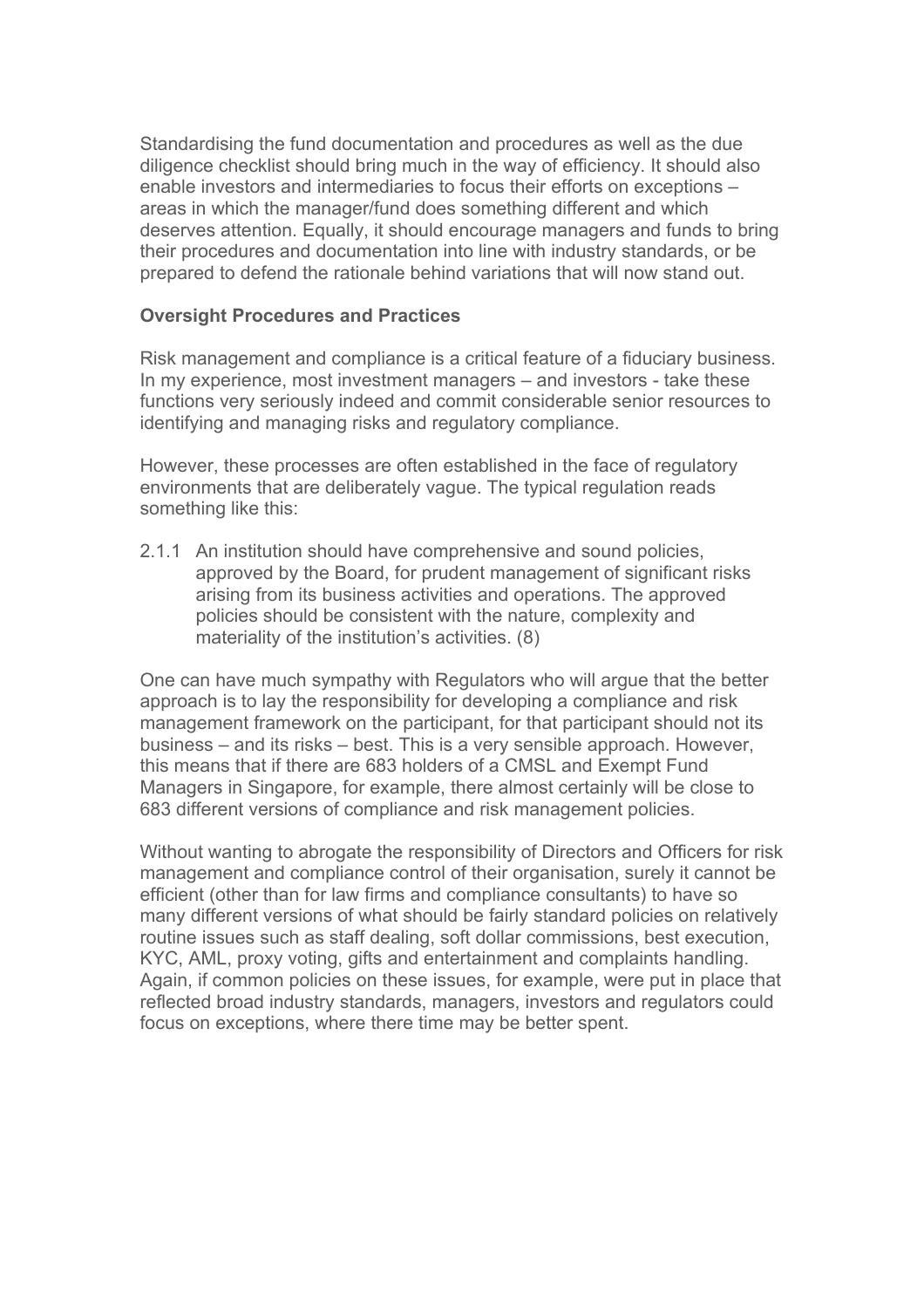Standardising the fund documentation and procedures as well as the due diligence checklist should bring much in the way of efficiency. It should also enable investors and intermediaries to focus their efforts on exceptions – areas in which the manager/fund does something different and which deserves attention. Equally, it should encourage managers and funds to bring their procedures and documentation into line with industry standards, or be prepared to defend the rationale behind variations that will now stand out.

**Oversight Procedures and Practices**

Risk management and compliance is a critical feature of a fiduciary business. In my experience, most investment managers – and investors - take these functions very seriously indeed and commit considerable senior resources to identifying and managing risks and regulatory compliance.

However, these processes are often established in the face of regulatory environments that are deliberately vague. The typical regulation reads something like this:

> 2.1.1 An institution should have comprehensive and sound policies, approved by the Board, for prudent management of significant risks arising from its business activities and operations. The approved policies should be consistent with the nature, complexity and materiality of the institution's activities. (8)

One can have much sympathy with Regulators who will argue that the better approach is to lay the responsibility for developing a compliance and risk management framework on the participant, for that participant should not its business – and its risks – best. This is a very sensible approach. However, this means that if there are 683 holders of a CMSL and Exempt Fund Managers in Singapore, for example, there almost certainly will be close to 683 different versions of compliance and risk management policies.

Without wanting to abrogate the responsibility of Directors and Officers for risk management and compliance control of their organisation, surely it cannot be efficient (other than for law firms and compliance consultants) to have so many different versions of what should be fairly standard policies on relatively routine issues such as staff dealing, soft dollar commissions, best execution, KYC, AML, proxy voting, gifts and entertainment and complaints handling. Again, if common policies on these issues, for example, were put in place that reflected broad industry standards, managers, investors and regulators could focus on exceptions, where there time may be better spent.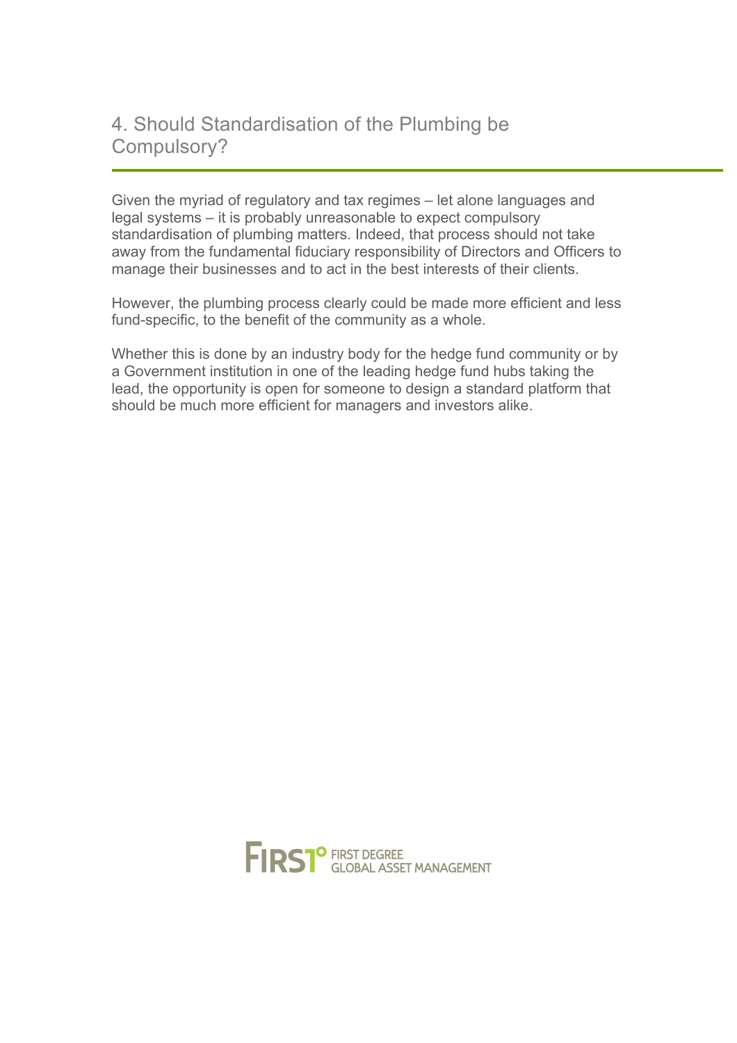## 4. Should Standardisation of the Plumbing be Compulsory?

Given the myriad of regulatory and tax regimes – let alone languages and legal systems – it is probably unreasonable to expect compulsory standardisation of plumbing matters. Indeed, that process should not take away from the fundamental fiduciary responsibility of Directors and Officers to manage their businesses and to act in the best interests of their clients.

However, the plumbing process clearly could be made more efficient and less fund-specific, to the benefit of the community as a whole.

Whether this is done by an industry body for the hedge fund community or by a Government institution in one of the leading hedge fund hubs taking the lead, the opportunity is open for someone to design a standard platform that should be much more efficient for managers and investors alike.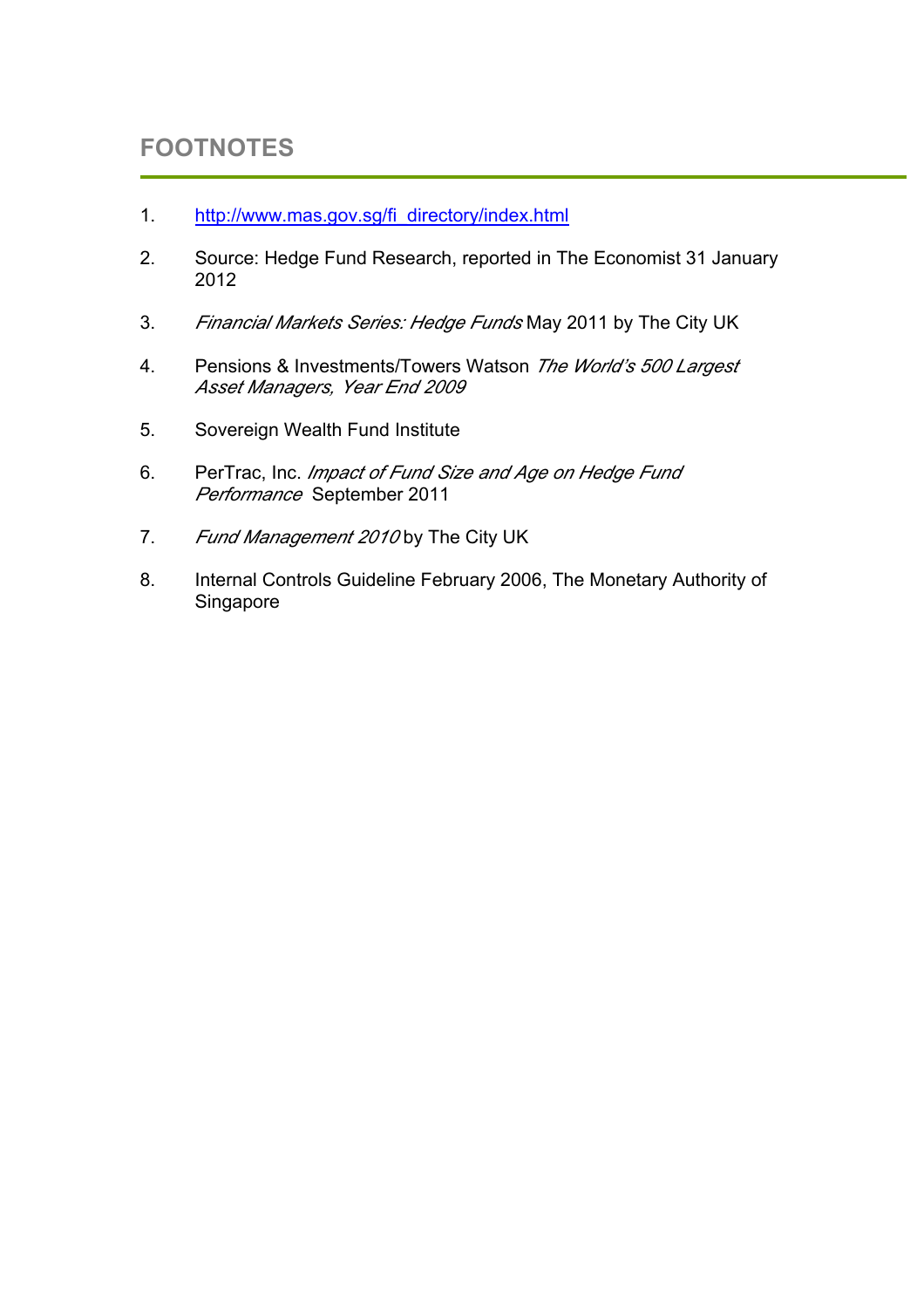## FOOTNOTES

1. http://www.mas.gov.sg/fi_directory/index.html

2. Source: Hedge Fund Research, reported in The Economist 31 January 2012

3. *Financial Markets Series: Hedge Funds* May 2011 by The City UK

4. Pensions & Investments/Towers Watson *The World's 500 Largest Asset Managers, Year End 2009*

5. Sovereign Wealth Fund Institute

6. PerTrac, Inc. *Impact of Fund Size and Age on Hedge Fund Performance* September 2011

7. *Fund Management 2010* by The City UK

8. Internal Controls Guideline February 2006, The Monetary Authority of Singapore